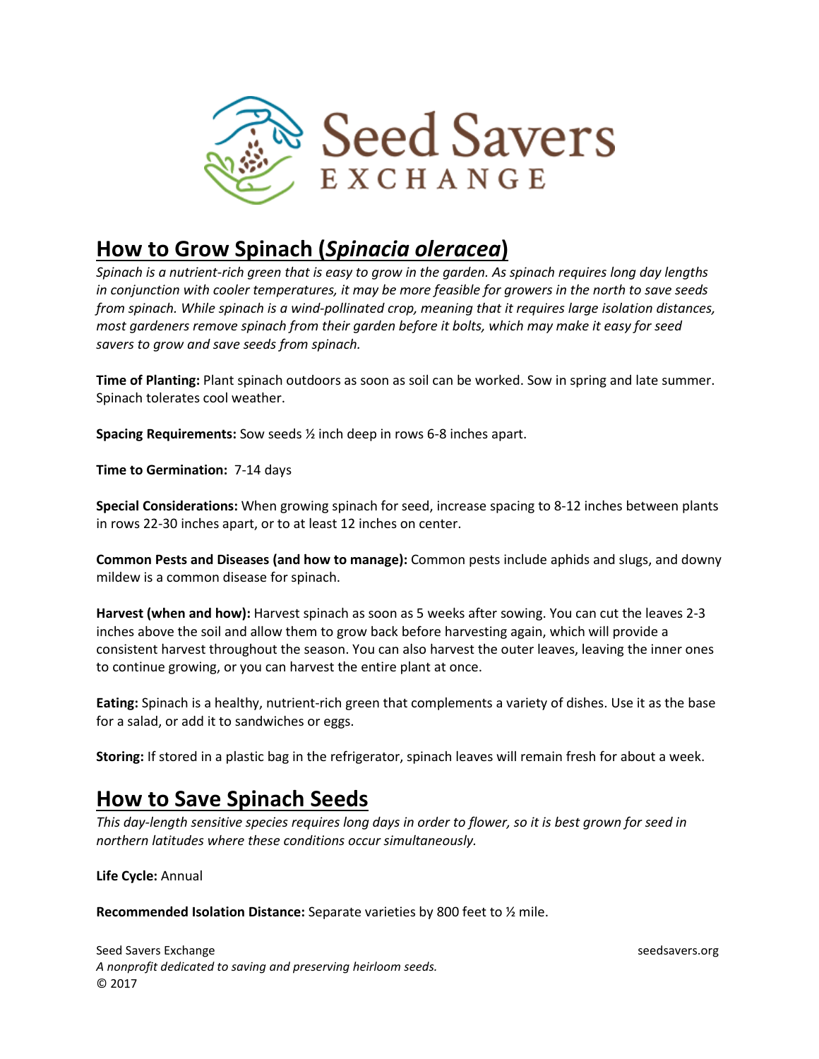Seed Savers EXCHANGE

## How to Grow Spinach (*Spinacia oleracea*)

*Spinach is a nutrient-rich green that is easy to grow in the garden. As spinach requires long day lengths in conjunction with cooler temperatures, it may be more feasible for growers in the north to save seeds from spinach. While spinach is a wind-pollinated crop, meaning that it requires large isolation distances, most gardeners remove spinach from their garden before it bolts, which may make it easy for seed savers to grow and save seeds from spinach.*

**Time of Planting:** Plant spinach outdoors as soon as soil can be worked. Sow in spring and late summer. Spinach tolerates cool weather.

**Spacing Requirements:** Sow seeds ½ inch deep in rows 6-8 inches apart.

**Time to Germination:** 7-14 days

**Special Considerations:** When growing spinach for seed, increase spacing to 8-12 inches between plants in rows 22-30 inches apart, or to at least 12 inches on center.

**Common Pests and Diseases (and how to manage):** Common pests include aphids and slugs, and downy mildew is a common disease for spinach.

**Harvest (when and how):** Harvest spinach as soon as 5 weeks after sowing. You can cut the leaves 2-3 inches above the soil and allow them to grow back before harvesting again, which will provide a consistent harvest throughout the season. You can also harvest the outer leaves, leaving the inner ones to continue growing, or you can harvest the entire plant at once.

**Eating:** Spinach is a healthy, nutrient-rich green that complements a variety of dishes. Use it as the base for a salad, or add it to sandwiches or eggs.

**Storing:** If stored in a plastic bag in the refrigerator, spinach leaves will remain fresh for about a week.

## How to Save Spinach Seeds

*This day-length sensitive species requires long days in order to flower, so it is best grown for seed in northern latitudes where these conditions occur simultaneously.*

**Life Cycle:** Annual

**Recommended Isolation Distance:** Separate varieties by 800 feet to ½ mile.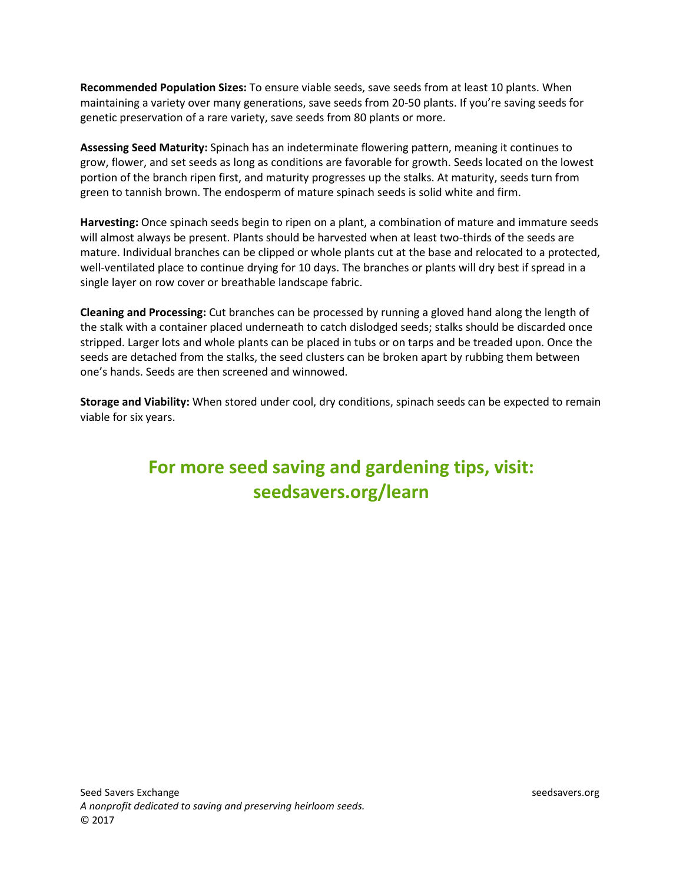**Recommended Population Sizes:** To ensure viable seeds, save seeds from at least 10 plants. When maintaining a variety over many generations, save seeds from 20-50 plants. If you're saving seeds for genetic preservation of a rare variety, save seeds from 80 plants or more.

**Assessing Seed Maturity:** Spinach has an indeterminate flowering pattern, meaning it continues to grow, flower, and set seeds as long as conditions are favorable for growth. Seeds located on the lowest portion of the branch ripen first, and maturity progresses up the stalks. At maturity, seeds turn from green to tannish brown. The endosperm of mature spinach seeds is solid white and firm.

**Harvesting:** Once spinach seeds begin to ripen on a plant, a combination of mature and immature seeds will almost always be present. Plants should be harvested when at least two-thirds of the seeds are mature. Individual branches can be clipped or whole plants cut at the base and relocated to a protected, well-ventilated place to continue drying for 10 days. The branches or plants will dry best if spread in a single layer on row cover or breathable landscape fabric.

**Cleaning and Processing:** Cut branches can be processed by running a gloved hand along the length of the stalk with a container placed underneath to catch dislodged seeds; stalks should be discarded once stripped. Larger lots and whole plants can be placed in tubs or on tarps and be treaded upon. Once the seeds are detached from the stalks, the seed clusters can be broken apart by rubbing them between one's hands. Seeds are then screened and winnowed.

**Storage and Viability:** When stored under cool, dry conditions, spinach seeds can be expected to remain viable for six years.

## For more seed saving and gardening tips, visit: seedsavers.org/learn

Seed Savers Exchange

*A nonprofit dedicated to saving and preserving heirloom seeds.*

© 2017

seedsavers.org